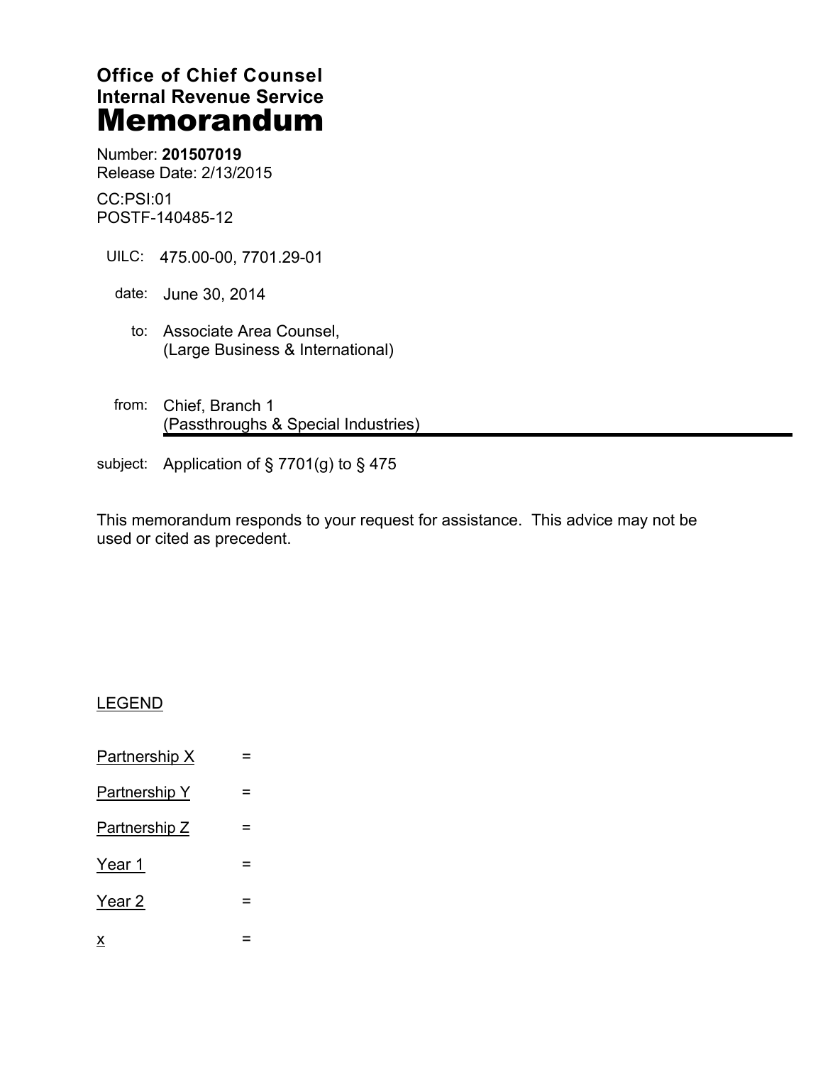# Office of Chief Counsel
# Internal Revenue Service
# Memorandum

Number: **201507019**
Release Date: 2/13/2015

CC:PSI:01
POSTF-140485-12

UILC: 475.00-00, 7701.29-01

date: June 30, 2014

to: Associate Area Counsel,
(Large Business & International)

from: Chief, Branch 1
(Passthroughs & Special Industries)

subject: Application of § 7701(g) to § 475

This memorandum responds to your request for assistance. This advice may not be used or cited as precedent.

LEGEND

Partnership X =

Partnership Y =

Partnership Z =

Year 1 =

Year 2 =

x =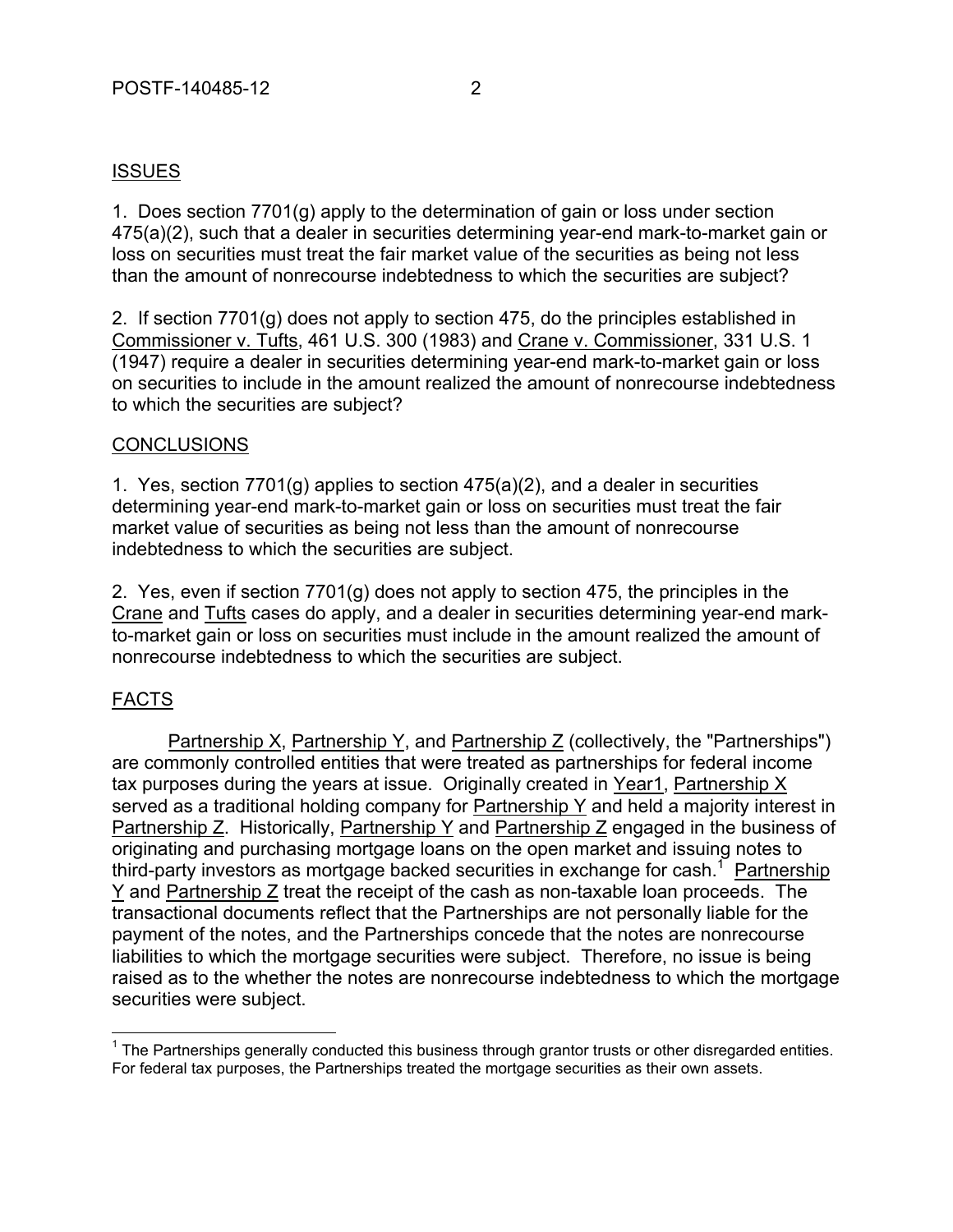## ISSUES

1. Does section 7701(g) apply to the determination of gain or loss under section 475(a)(2), such that a dealer in securities determining year-end mark-to-market gain or loss on securities must treat the fair market value of the securities as being not less than the amount of nonrecourse indebtedness to which the securities are subject?

2. If section 7701(g) does not apply to section 475, do the principles established in Commissioner v. Tufts, 461 U.S. 300 (1983) and Crane v. Commissioner, 331 U.S. 1 (1947) require a dealer in securities determining year-end mark-to-market gain or loss on securities to include in the amount realized the amount of nonrecourse indebtedness to which the securities are subject?

## CONCLUSIONS

1. Yes, section 7701(g) applies to section 475(a)(2), and a dealer in securities determining year-end mark-to-market gain or loss on securities must treat the fair market value of securities as being not less than the amount of nonrecourse indebtedness to which the securities are subject.

2. Yes, even if section 7701(g) does not apply to section 475, the principles in the Crane and Tufts cases do apply, and a dealer in securities determining year-end mark-to-market gain or loss on securities must include in the amount realized the amount of nonrecourse indebtedness to which the securities are subject.

## FACTS

Partnership X, Partnership Y, and Partnership Z (collectively, the "Partnerships") are commonly controlled entities that were treated as partnerships for federal income tax purposes during the years at issue. Originally created in Year1, Partnership X served as a traditional holding company for Partnership Y and held a majority interest in Partnership Z. Historically, Partnership Y and Partnership Z engaged in the business of originating and purchasing mortgage loans on the open market and issuing notes to third-party investors as mortgage backed securities in exchange for cash.[1] Partnership Y and Partnership Z treat the receipt of the cash as non-taxable loan proceeds. The transactional documents reflect that the Partnerships are not personally liable for the payment of the notes, and the Partnerships concede that the notes are nonrecourse liabilities to which the mortgage securities were subject. Therefore, no issue is being raised as to the whether the notes are nonrecourse indebtedness to which the mortgage securities were subject.

[1] The Partnerships generally conducted this business through grantor trusts or other disregarded entities. For federal tax purposes, the Partnerships treated the mortgage securities as their own assets.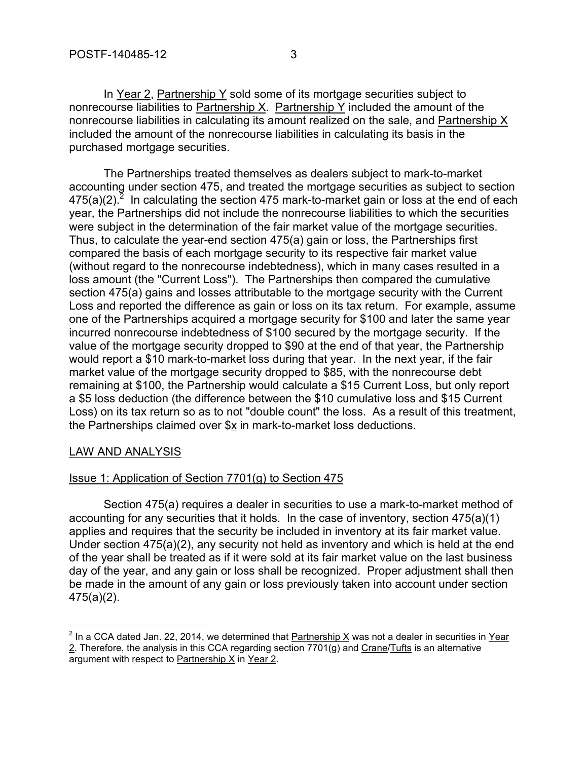In Year 2, Partnership Y sold some of its mortgage securities subject to nonrecourse liabilities to Partnership X. Partnership Y included the amount of the nonrecourse liabilities in calculating its amount realized on the sale, and Partnership X included the amount of the nonrecourse liabilities in calculating its basis in the purchased mortgage securities.

The Partnerships treated themselves as dealers subject to mark-to-market accounting under section 475, and treated the mortgage securities as subject to section 475(a)(2).[2] In calculating the section 475 mark-to-market gain or loss at the end of each year, the Partnerships did not include the nonrecourse liabilities to which the securities were subject in the determination of the fair market value of the mortgage securities. Thus, to calculate the year-end section 475(a) gain or loss, the Partnerships first compared the basis of each mortgage security to its respective fair market value (without regard to the nonrecourse indebtedness), which in many cases resulted in a loss amount (the "Current Loss"). The Partnerships then compared the cumulative section 475(a) gains and losses attributable to the mortgage security with the Current Loss and reported the difference as gain or loss on its tax return. For example, assume one of the Partnerships acquired a mortgage security for $100 and later the same year incurred nonrecourse indebtedness of $100 secured by the mortgage security. If the value of the mortgage security dropped to $90 at the end of that year, the Partnership would report a $10 mark-to-market loss during that year. In the next year, if the fair market value of the mortgage security dropped to $85, with the nonrecourse debt remaining at $100, the Partnership would calculate a $15 Current Loss, but only report a $5 loss deduction (the difference between the $10 cumulative loss and $15 Current Loss) on its tax return so as to not "double count" the loss. As a result of this treatment, the Partnerships claimed over $x in mark-to-market loss deductions.

## LAW AND ANALYSIS

### Issue 1: Application of Section 7701(g) to Section 475

Section 475(a) requires a dealer in securities to use a mark-to-market method of accounting for any securities that it holds. In the case of inventory, section 475(a)(1) applies and requires that the security be included in inventory at its fair market value. Under section 475(a)(2), any security not held as inventory and which is held at the end of the year shall be treated as if it were sold at its fair market value on the last business day of the year, and any gain or loss shall be recognized. Proper adjustment shall then be made in the amount of any gain or loss previously taken into account under section 475(a)(2).

---

[2] In a CCA dated Jan. 22, 2014, we determined that Partnership X was not a dealer in securities in Year 2. Therefore, the analysis in this CCA regarding section 7701(g) and Crane/Tufts is an alternative argument with respect to Partnership X in Year 2.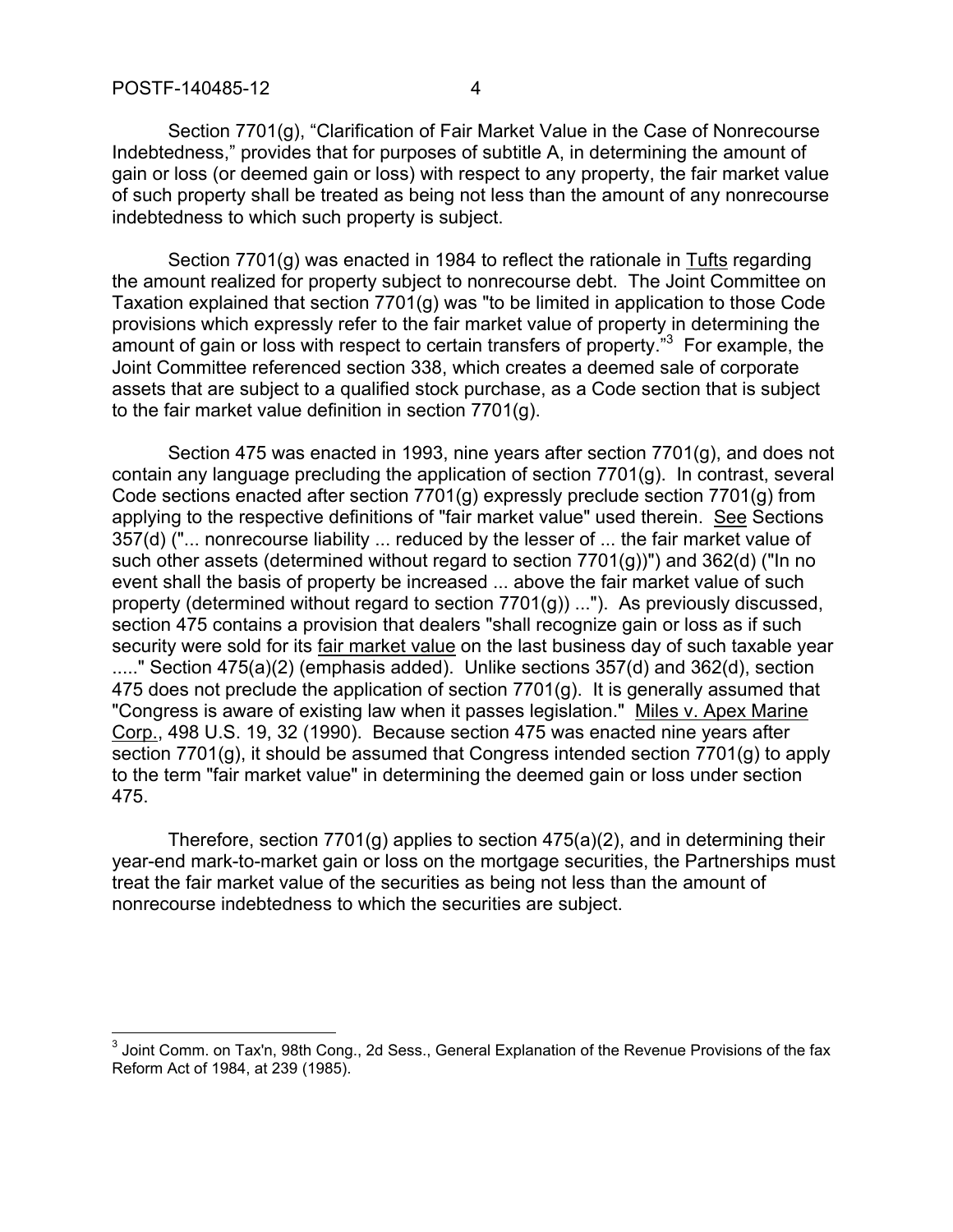Section 7701(g), "Clarification of Fair Market Value in the Case of Nonrecourse Indebtedness," provides that for purposes of subtitle A, in determining the amount of gain or loss (or deemed gain or loss) with respect to any property, the fair market value of such property shall be treated as being not less than the amount of any nonrecourse indebtedness to which such property is subject.

Section 7701(g) was enacted in 1984 to reflect the rationale in Tufts regarding the amount realized for property subject to nonrecourse debt. The Joint Committee on Taxation explained that section 7701(g) was "to be limited in application to those Code provisions which expressly refer to the fair market value of property in determining the amount of gain or loss with respect to certain transfers of property."[3] For example, the Joint Committee referenced section 338, which creates a deemed sale of corporate assets that are subject to a qualified stock purchase, as a Code section that is subject to the fair market value definition in section 7701(g).

Section 475 was enacted in 1993, nine years after section 7701(g), and does not contain any language precluding the application of section 7701(g). In contrast, several Code sections enacted after section 7701(g) expressly preclude section 7701(g) from applying to the respective definitions of "fair market value" used therein. See Sections 357(d) ("... nonrecourse liability ... reduced by the lesser of ... the fair market value of such other assets (determined without regard to section 7701(g))") and 362(d) ("In no event shall the basis of property be increased ... above the fair market value of such property (determined without regard to section 7701(g)) ..."). As previously discussed, section 475 contains a provision that dealers "shall recognize gain or loss as if such security were sold for its fair market value on the last business day of such taxable year ....." Section 475(a)(2) (emphasis added). Unlike sections 357(d) and 362(d), section 475 does not preclude the application of section 7701(g). It is generally assumed that "Congress is aware of existing law when it passes legislation." Miles v. Apex Marine Corp., 498 U.S. 19, 32 (1990). Because section 475 was enacted nine years after section 7701(g), it should be assumed that Congress intended section 7701(g) to apply to the term "fair market value" in determining the deemed gain or loss under section 475.

Therefore, section 7701(g) applies to section 475(a)(2), and in determining their year-end mark-to-market gain or loss on the mortgage securities, the Partnerships must treat the fair market value of the securities as being not less than the amount of nonrecourse indebtedness to which the securities are subject.

---

[3] Joint Comm. on Tax'n, 98th Cong., 2d Sess., General Explanation of the Revenue Provisions of the fax Reform Act of 1984, at 239 (1985).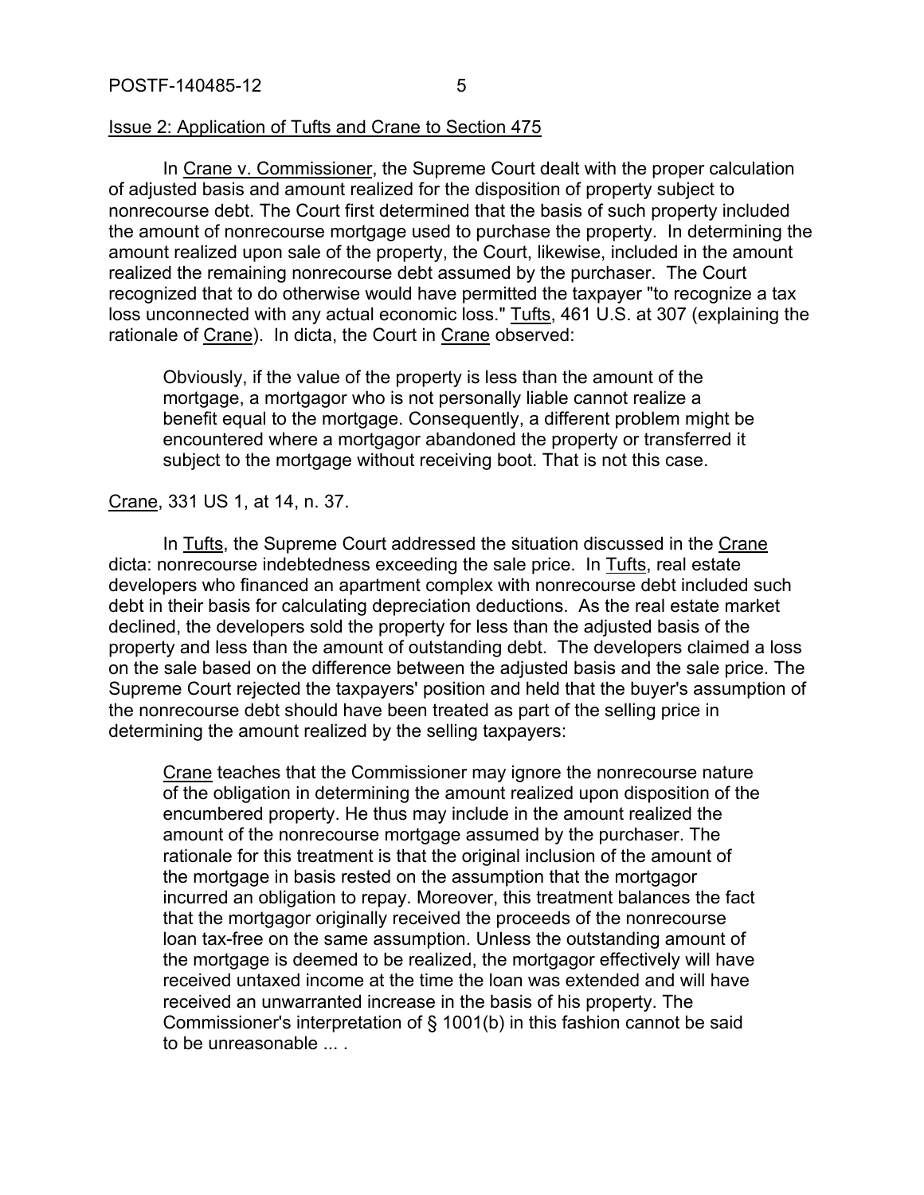Issue 2: Application of Tufts and Crane to Section 475

In Crane v. Commissioner, the Supreme Court dealt with the proper calculation of adjusted basis and amount realized for the disposition of property subject to nonrecourse debt. The Court first determined that the basis of such property included the amount of nonrecourse mortgage used to purchase the property. In determining the amount realized upon sale of the property, the Court, likewise, included in the amount realized the remaining nonrecourse debt assumed by the purchaser. The Court recognized that to do otherwise would have permitted the taxpayer "to recognize a tax loss unconnected with any actual economic loss." Tufts, 461 U.S. at 307 (explaining the rationale of Crane). In dicta, the Court in Crane observed:

> Obviously, if the value of the property is less than the amount of the mortgage, a mortgagor who is not personally liable cannot realize a benefit equal to the mortgage. Consequently, a different problem might be encountered where a mortgagor abandoned the property or transferred it subject to the mortgage without receiving boot. That is not this case.

Crane, 331 US 1, at 14, n. 37.

In Tufts, the Supreme Court addressed the situation discussed in the Crane dicta: nonrecourse indebtedness exceeding the sale price. In Tufts, real estate developers who financed an apartment complex with nonrecourse debt included such debt in their basis for calculating depreciation deductions. As the real estate market declined, the developers sold the property for less than the adjusted basis of the property and less than the amount of outstanding debt. The developers claimed a loss on the sale based on the difference between the adjusted basis and the sale price. The Supreme Court rejected the taxpayers' position and held that the buyer's assumption of the nonrecourse debt should have been treated as part of the selling price in determining the amount realized by the selling taxpayers:

> Crane teaches that the Commissioner may ignore the nonrecourse nature of the obligation in determining the amount realized upon disposition of the encumbered property. He thus may include in the amount realized the amount of the nonrecourse mortgage assumed by the purchaser. The rationale for this treatment is that the original inclusion of the amount of the mortgage in basis rested on the assumption that the mortgagor incurred an obligation to repay. Moreover, this treatment balances the fact that the mortgagor originally received the proceeds of the nonrecourse loan tax-free on the same assumption. Unless the outstanding amount of the mortgage is deemed to be realized, the mortgagor effectively will have received untaxed income at the time the loan was extended and will have received an unwarranted increase in the basis of his property. The Commissioner's interpretation of § 1001(b) in this fashion cannot be said to be unreasonable ... .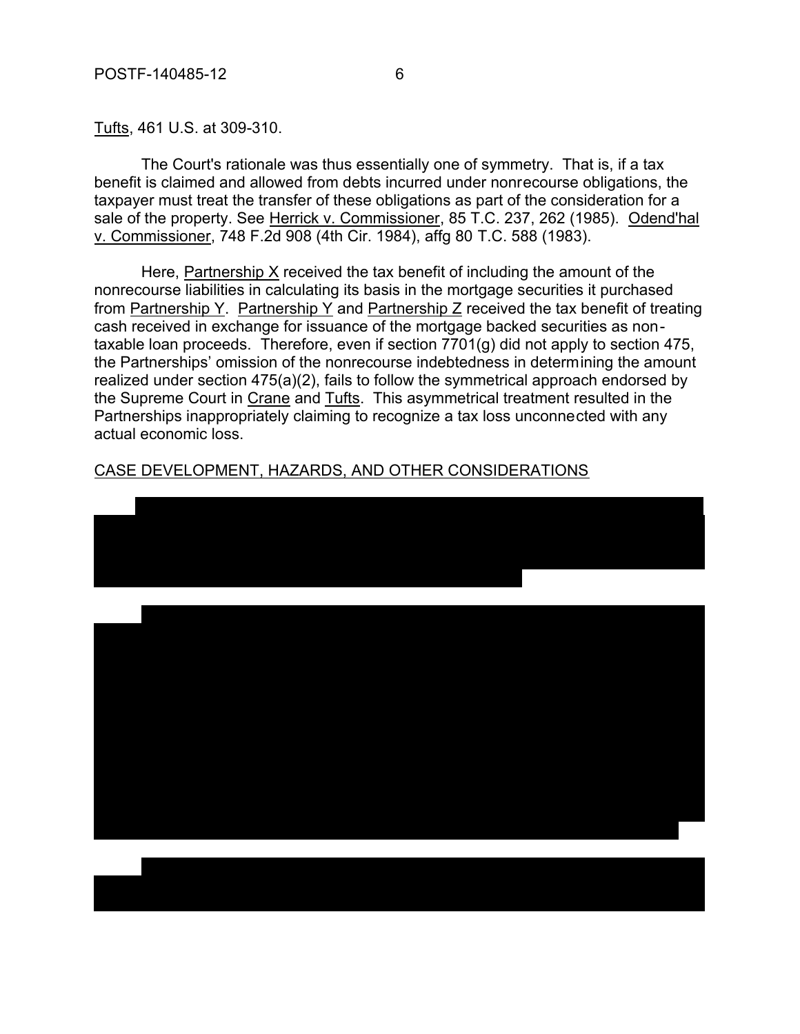Tufts, 461 U.S. at 309-310.

The Court's rationale was thus essentially one of symmetry. That is, if a tax benefit is claimed and allowed from debts incurred under nonrecourse obligations, the taxpayer must treat the transfer of these obligations as part of the consideration for a sale of the property. See Herrick v. Commissioner, 85 T.C. 237, 262 (1985). Odend'hal v. Commissioner, 748 F.2d 908 (4th Cir. 1984), affg 80 T.C. 588 (1983).

Here, Partnership X received the tax benefit of including the amount of the nonrecourse liabilities in calculating its basis in the mortgage securities it purchased from Partnership Y. Partnership Y and Partnership Z received the tax benefit of treating cash received in exchange for issuance of the mortgage backed securities as non-taxable loan proceeds. Therefore, even if section 7701(g) did not apply to section 475, the Partnerships' omission of the nonrecourse indebtedness in determining the amount realized under section 475(a)(2), fails to follow the symmetrical approach endorsed by the Supreme Court in Crane and Tufts. This asymmetrical treatment resulted in the Partnerships inappropriately claiming to recognize a tax loss unconnected with any actual economic loss.

CASE DEVELOPMENT, HAZARDS, AND OTHER CONSIDERATIONS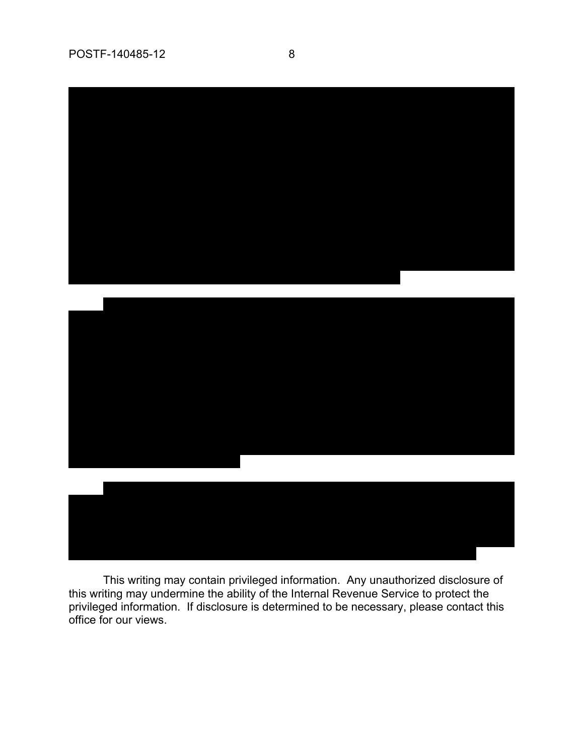This writing may contain privileged information. Any unauthorized disclosure of this writing may undermine the ability of the Internal Revenue Service to protect the privileged information. If disclosure is determined to be necessary, please contact this office for our views.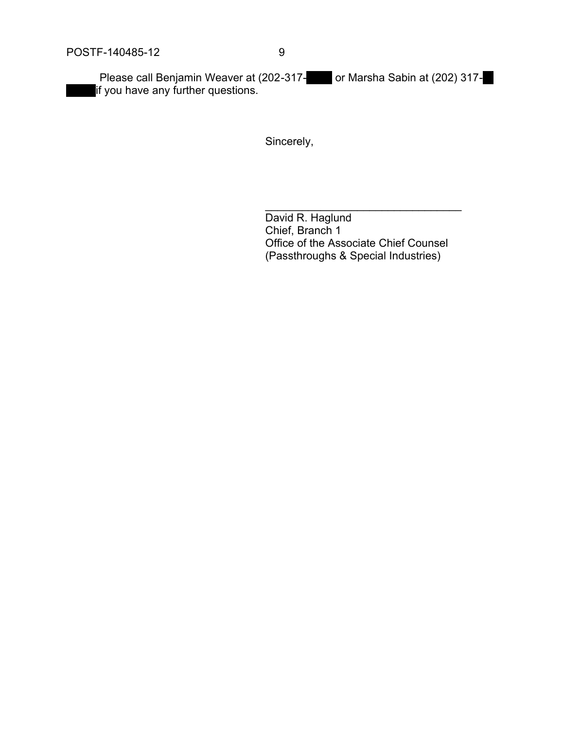Please call Benjamin Weaver at (202-317- or Marsha Sabin at (202) 317- if you have any further questions.

Sincerely,

\_\_\_\_\_\_\_\_\_\_\_\_\_\_\_\_\_\_\_\_\_\_\_\_\_\_\_\_\_\_\_\_\_\_

David R. Haglund
Chief, Branch 1
Office of the Associate Chief Counsel
(Passthroughs & Special Industries)